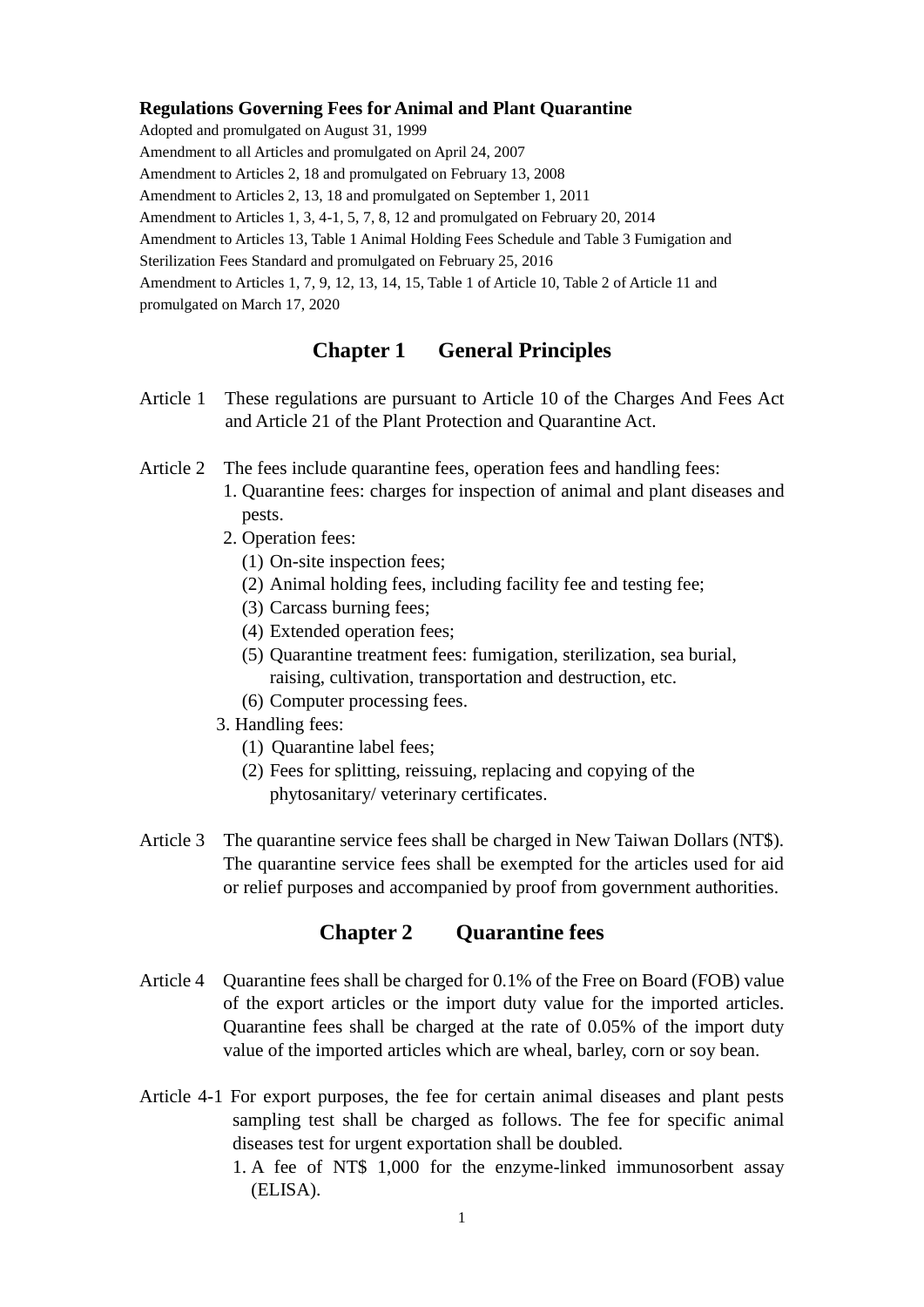**Regulations Governing Fees for Animal and Plant Quarantine**

Adopted and promulgated on August 31, 1999

Amendment to all Articles and promulgated on April 24, 2007

Amendment to Articles 2, 18 and promulgated on February 13, 2008

Amendment to Articles 2, 13, 18 and promulgated on September 1, 2011

Amendment to Articles 1, 3, 4-1, 5, 7, 8, 12 and promulgated on February 20, 2014

Amendment to Articles 13, Table 1 Animal Holding Fees Schedule and Table 3 Fumigation and Sterilization Fees Standard and promulgated on February 25, 2016

Amendment to Articles 1, 7, 9, 12, 13, 14, 15, Table 1 of Article 10, Table 2 of Article 11 and promulgated on March 17, 2020

## Chapter 1 General Principles

Article 1 These regulations are pursuant to Article 10 of the Charges And Fees Act and Article 21 of the Plant Protection and Quarantine Act.

Article 2 The fees include quarantine fees, operation fees and handling fees:

1. Quarantine fees: charges for inspection of animal and plant diseases and pests.
2. Operation fees:
   (1) On-site inspection fees;
   (2) Animal holding fees, including facility fee and testing fee;
   (3) Carcass burning fees;
   (4) Extended operation fees;
   (5) Quarantine treatment fees: fumigation, sterilization, sea burial, raising, cultivation, transportation and destruction, etc.
   (6) Computer processing fees.
3. Handling fees:
   (1) Quarantine label fees;
   (2) Fees for splitting, reissuing, replacing and copying of the phytosanitary/ veterinary certificates.

Article 3 The quarantine service fees shall be charged in New Taiwan Dollars (NT$). The quarantine service fees shall be exempted for the articles used for aid or relief purposes and accompanied by proof from government authorities.

## Chapter 2 Quarantine fees

Article 4 Quarantine fees shall be charged for 0.1% of the Free on Board (FOB) value of the export articles or the import duty value for the imported articles. Quarantine fees shall be charged at the rate of 0.05% of the import duty value of the imported articles which are wheal, barley, corn or soy bean.

Article 4-1 For export purposes, the fee for certain animal diseases and plant pests sampling test shall be charged as follows. The fee for specific animal diseases test for urgent exportation shall be doubled.

1. A fee of NT$ 1,000 for the enzyme-linked immunosorbent assay (ELISA).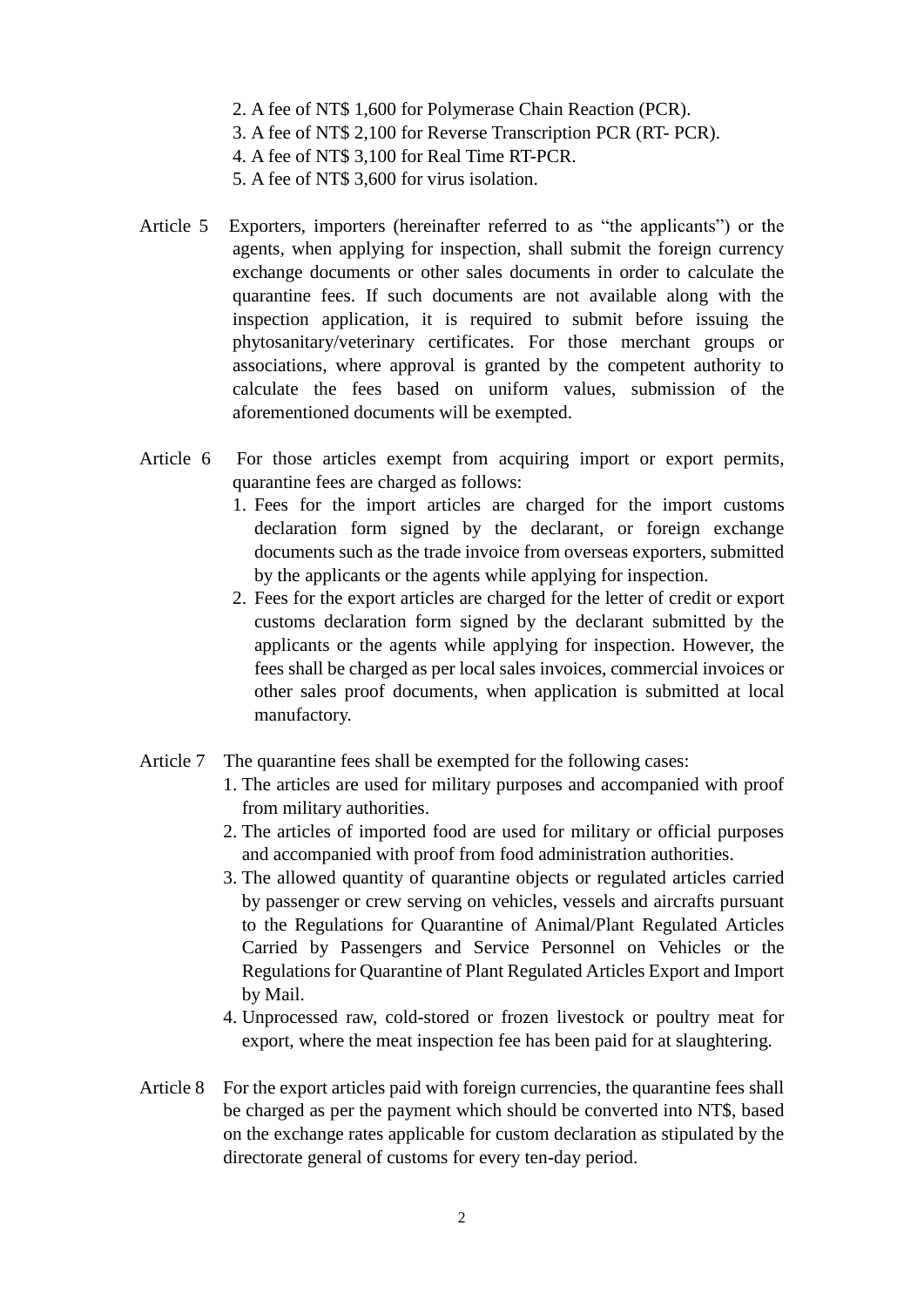2. A fee of NT$ 1,600 for Polymerase Chain Reaction (PCR).
3. A fee of NT$ 2,100 for Reverse Transcription PCR (RT- PCR).
4. A fee of NT$ 3,100 for Real Time RT-PCR.
5. A fee of NT$ 3,600 for virus isolation.

Article 5 Exporters, importers (hereinafter referred to as "the applicants") or the agents, when applying for inspection, shall submit the foreign currency exchange documents or other sales documents in order to calculate the quarantine fees. If such documents are not available along with the inspection application, it is required to submit before issuing the phytosanitary/veterinary certificates. For those merchant groups or associations, where approval is granted by the competent authority to calculate the fees based on uniform values, submission of the aforementioned documents will be exempted.

Article 6 For those articles exempt from acquiring import or export permits, quarantine fees are charged as follows:

1. Fees for the import articles are charged for the import customs declaration form signed by the declarant, or foreign exchange documents such as the trade invoice from overseas exporters, submitted by the applicants or the agents while applying for inspection.
2. Fees for the export articles are charged for the letter of credit or export customs declaration form signed by the declarant submitted by the applicants or the agents while applying for inspection. However, the fees shall be charged as per local sales invoices, commercial invoices or other sales proof documents, when application is submitted at local manufactory.

Article 7 The quarantine fees shall be exempted for the following cases:

1. The articles are used for military purposes and accompanied with proof from military authorities.
2. The articles of imported food are used for military or official purposes and accompanied with proof from food administration authorities.
3. The allowed quantity of quarantine objects or regulated articles carried by passenger or crew serving on vehicles, vessels and aircrafts pursuant to the Regulations for Quarantine of Animal/Plant Regulated Articles Carried by Passengers and Service Personnel on Vehicles or the Regulations for Quarantine of Plant Regulated Articles Export and Import by Mail.
4. Unprocessed raw, cold-stored or frozen livestock or poultry meat for export, where the meat inspection fee has been paid for at slaughtering.

Article 8 For the export articles paid with foreign currencies, the quarantine fees shall be charged as per the payment which should be converted into NT$, based on the exchange rates applicable for custom declaration as stipulated by the directorate general of customs for every ten-day period.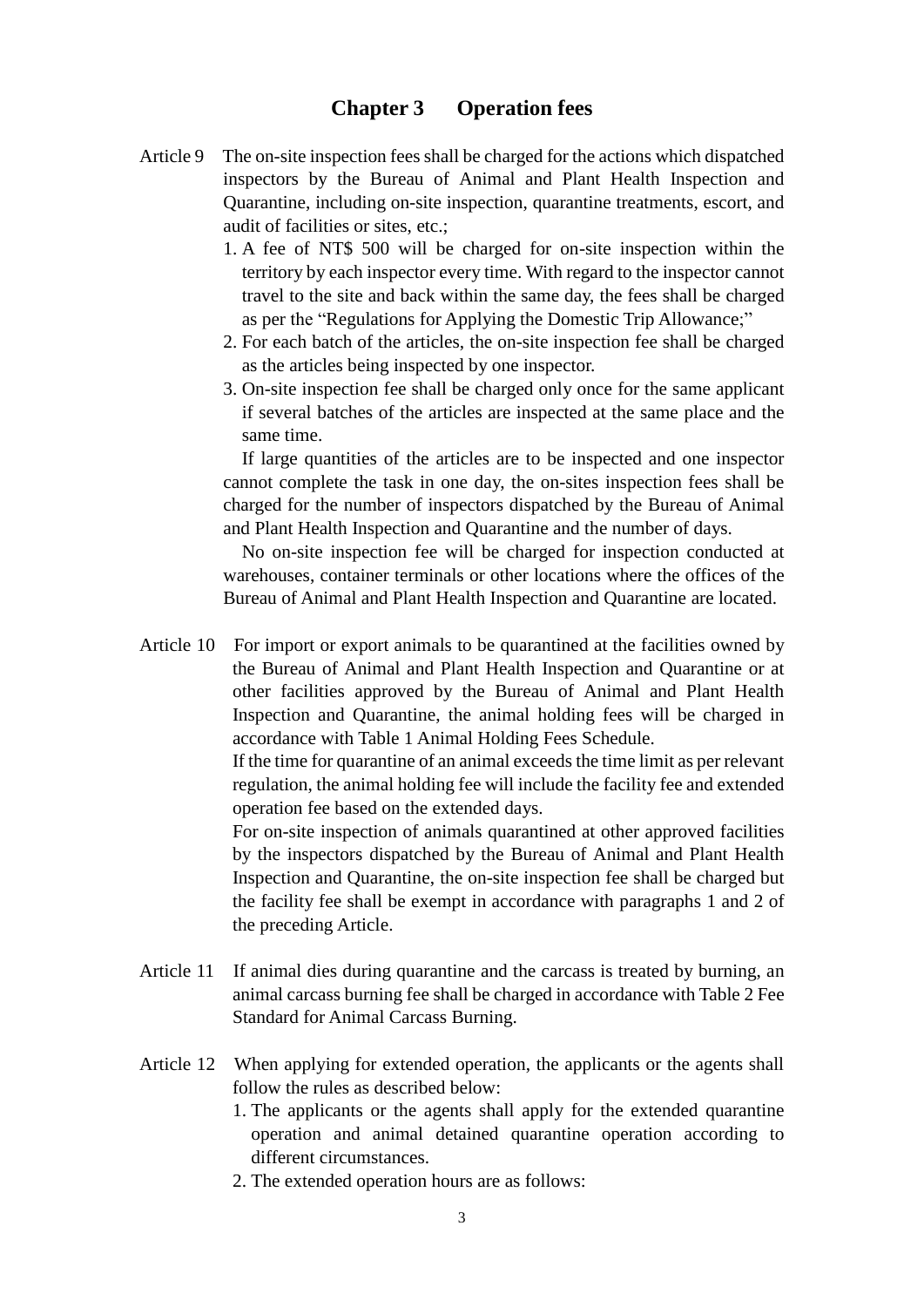## Chapter 3 Operation fees

Article 9 The on-site inspection fees shall be charged for the actions which dispatched inspectors by the Bureau of Animal and Plant Health Inspection and Quarantine, including on-site inspection, quarantine treatments, escort, and audit of facilities or sites, etc.;

1. A fee of NT$ 500 will be charged for on-site inspection within the territory by each inspector every time. With regard to the inspector cannot travel to the site and back within the same day, the fees shall be charged as per the "Regulations for Applying the Domestic Trip Allowance;"
2. For each batch of the articles, the on-site inspection fee shall be charged as the articles being inspected by one inspector.
3. On-site inspection fee shall be charged only once for the same applicant if several batches of the articles are inspected at the same place and the same time.

If large quantities of the articles are to be inspected and one inspector cannot complete the task in one day, the on-sites inspection fees shall be charged for the number of inspectors dispatched by the Bureau of Animal and Plant Health Inspection and Quarantine and the number of days.

No on-site inspection fee will be charged for inspection conducted at warehouses, container terminals or other locations where the offices of the Bureau of Animal and Plant Health Inspection and Quarantine are located.

Article 10 For import or export animals to be quarantined at the facilities owned by the Bureau of Animal and Plant Health Inspection and Quarantine or at other facilities approved by the Bureau of Animal and Plant Health Inspection and Quarantine, the animal holding fees will be charged in accordance with Table 1 Animal Holding Fees Schedule.

If the time for quarantine of an animal exceeds the time limit as per relevant regulation, the animal holding fee will include the facility fee and extended operation fee based on the extended days.

For on-site inspection of animals quarantined at other approved facilities by the inspectors dispatched by the Bureau of Animal and Plant Health Inspection and Quarantine, the on-site inspection fee shall be charged but the facility fee shall be exempt in accordance with paragraphs 1 and 2 of the preceding Article.

Article 11 If animal dies during quarantine and the carcass is treated by burning, an animal carcass burning fee shall be charged in accordance with Table 2 Fee Standard for Animal Carcass Burning.

Article 12 When applying for extended operation, the applicants or the agents shall follow the rules as described below:

1. The applicants or the agents shall apply for the extended quarantine operation and animal detained quarantine operation according to different circumstances.
2. The extended operation hours are as follows: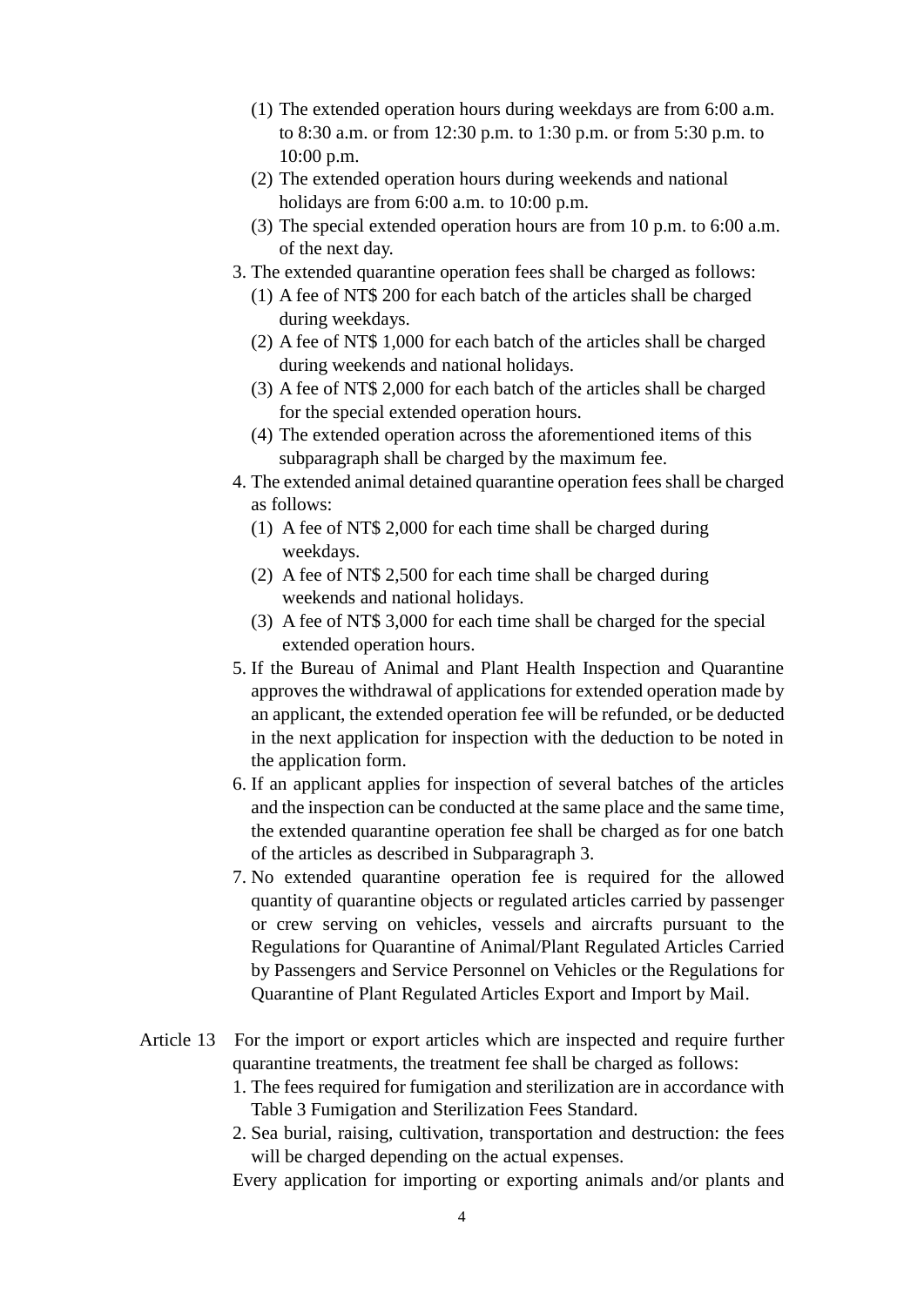(1) The extended operation hours during weekdays are from 6:00 a.m. to 8:30 a.m. or from 12:30 p.m. to 1:30 p.m. or from 5:30 p.m. to 10:00 p.m.

(2) The extended operation hours during weekends and national holidays are from 6:00 a.m. to 10:00 p.m.

(3) The special extended operation hours are from 10 p.m. to 6:00 a.m. of the next day.

3. The extended quarantine operation fees shall be charged as follows:

(1) A fee of NT$ 200 for each batch of the articles shall be charged during weekdays.

(2) A fee of NT$ 1,000 for each batch of the articles shall be charged during weekends and national holidays.

(3) A fee of NT$ 2,000 for each batch of the articles shall be charged for the special extended operation hours.

(4) The extended operation across the aforementioned items of this subparagraph shall be charged by the maximum fee.

4. The extended animal detained quarantine operation fees shall be charged as follows:

(1) A fee of NT$ 2,000 for each time shall be charged during weekdays.

(2) A fee of NT$ 2,500 for each time shall be charged during weekends and national holidays.

(3) A fee of NT$ 3,000 for each time shall be charged for the special extended operation hours.

5. If the Bureau of Animal and Plant Health Inspection and Quarantine approves the withdrawal of applications for extended operation made by an applicant, the extended operation fee will be refunded, or be deducted in the next application for inspection with the deduction to be noted in the application form.

6. If an applicant applies for inspection of several batches of the articles and the inspection can be conducted at the same place and the same time, the extended quarantine operation fee shall be charged as for one batch of the articles as described in Subparagraph 3.

7. No extended quarantine operation fee is required for the allowed quantity of quarantine objects or regulated articles carried by passenger or crew serving on vehicles, vessels and aircrafts pursuant to the Regulations for Quarantine of Animal/Plant Regulated Articles Carried by Passengers and Service Personnel on Vehicles or the Regulations for Quarantine of Plant Regulated Articles Export and Import by Mail.

Article 13 For the import or export articles which are inspected and require further quarantine treatments, the treatment fee shall be charged as follows:

1. The fees required for fumigation and sterilization are in accordance with Table 3 Fumigation and Sterilization Fees Standard.

2. Sea burial, raising, cultivation, transportation and destruction: the fees will be charged depending on the actual expenses.

Every application for importing or exporting animals and/or plants and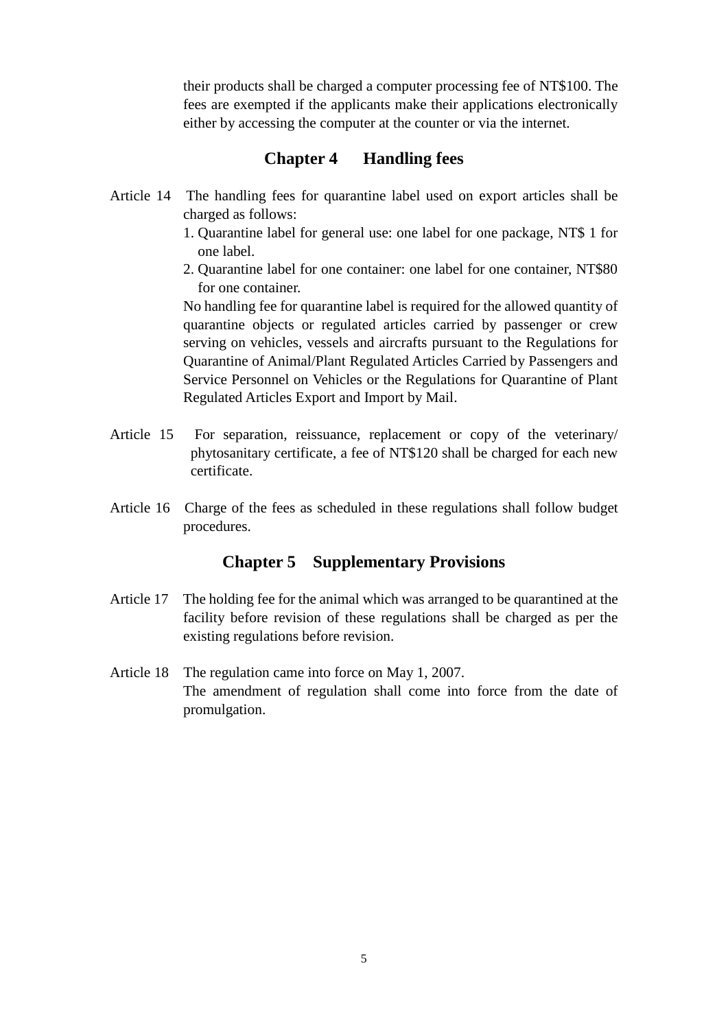their products shall be charged a computer processing fee of NT$100. The fees are exempted if the applicants make their applications electronically either by accessing the computer at the counter or via the internet.

## Chapter 4 Handling fees

Article 14 The handling fees for quarantine label used on export articles shall be charged as follows:

1. Quarantine label for general use: one label for one package, NT$ 1 for one label.
2. Quarantine label for one container: one label for one container, NT$80 for one container.

No handling fee for quarantine label is required for the allowed quantity of quarantine objects or regulated articles carried by passenger or crew serving on vehicles, vessels and aircrafts pursuant to the Regulations for Quarantine of Animal/Plant Regulated Articles Carried by Passengers and Service Personnel on Vehicles or the Regulations for Quarantine of Plant Regulated Articles Export and Import by Mail.

Article 15 For separation, reissuance, replacement or copy of the veterinary/ phytosanitary certificate, a fee of NT$120 shall be charged for each new certificate.

Article 16 Charge of the fees as scheduled in these regulations shall follow budget procedures.

## Chapter 5 Supplementary Provisions

Article 17 The holding fee for the animal which was arranged to be quarantined at the facility before revision of these regulations shall be charged as per the existing regulations before revision.

Article 18 The regulation came into force on May 1, 2007.
The amendment of regulation shall come into force from the date of promulgation.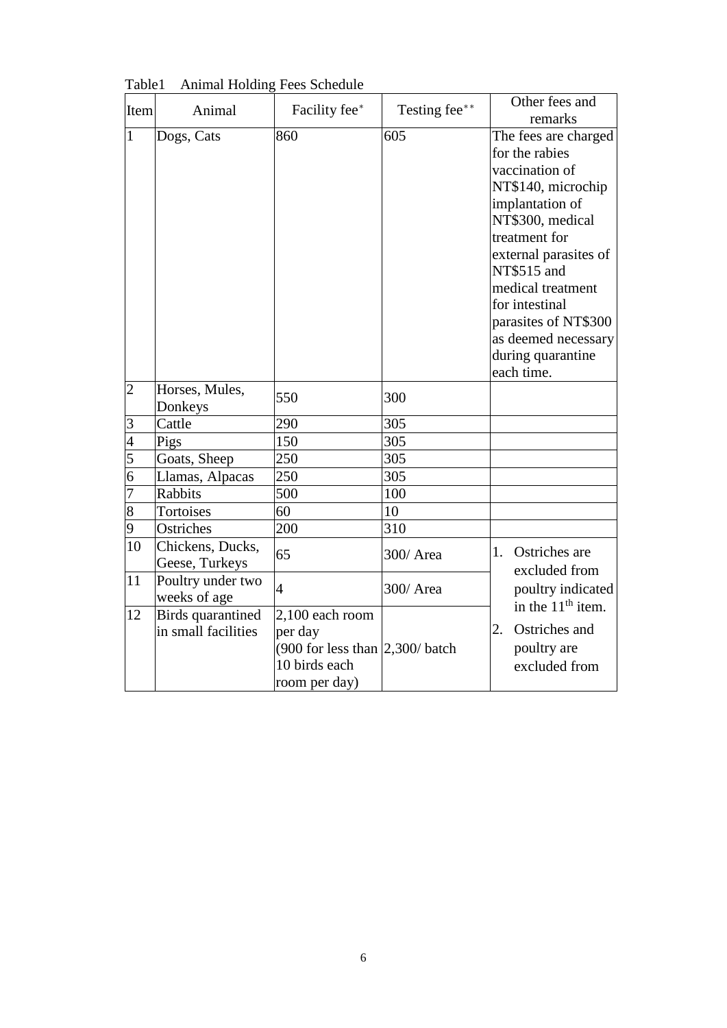Table1 Animal Holding Fees Schedule

| Item | Animal | Facility fee* | Testing fee** | Other fees and remarks |
|---|---|---|---|---|
| 1 | Dogs, Cats | 860 | 605 | The fees are charged for the rabies vaccination of NT$140, microchip implantation of NT$300, medical treatment for external parasites of NT$515 and medical treatment for intestinal parasites of NT$300 as deemed necessary during quarantine each time. |
| 2 | Horses, Mules, Donkeys | 550 | 300 | |
| 3 | Cattle | 290 | 305 | |
| 4 | Pigs | 150 | 305 | |
| 5 | Goats, Sheep | 250 | 305 | |
| 6 | Llamas, Alpacas | 250 | 305 | |
| 7 | Rabbits | 500 | 100 | |
| 8 | Tortoises | 60 | 10 | |
| 9 | Ostriches | 200 | 310 | |
| 10 | Chickens, Ducks, Geese, Turkeys | 65 | 300/ Area | 1. Ostriches are excluded from poultry indicated in the 11th item. 2. Ostriches and poultry are excluded from |
| 11 | Poultry under two weeks of age | 4 | 300/ Area | |
| 12 | Birds quarantined in small facilities | 2,100 each room per day (900 for less than 10 birds each room per day) | 2,300/ batch | |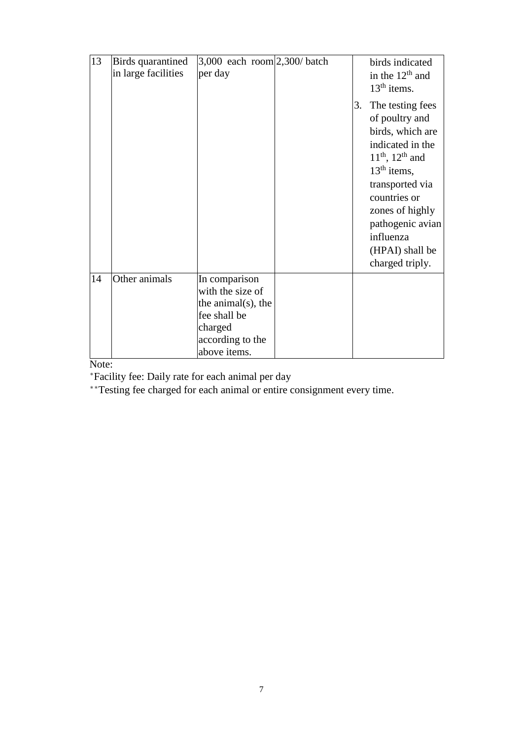| 13 | Birds quarantined in large facilities | 3,000 each room per day | 2,300/ batch | birds indicated in the 12th and 13th items.<br>3. The testing fees of poultry and birds, which are indicated in the 11th, 12th and 13th items, transported via countries or zones of highly pathogenic avian influenza (HPAI) shall be charged triply. |
|---|---|---|---|---|
| 14 | Other animals | In comparison with the size of the animal(s), the fee shall be charged according to the above items. | | |

Note:

*Facility fee: Daily rate for each animal per day

**Testing fee charged for each animal or entire consignment every time.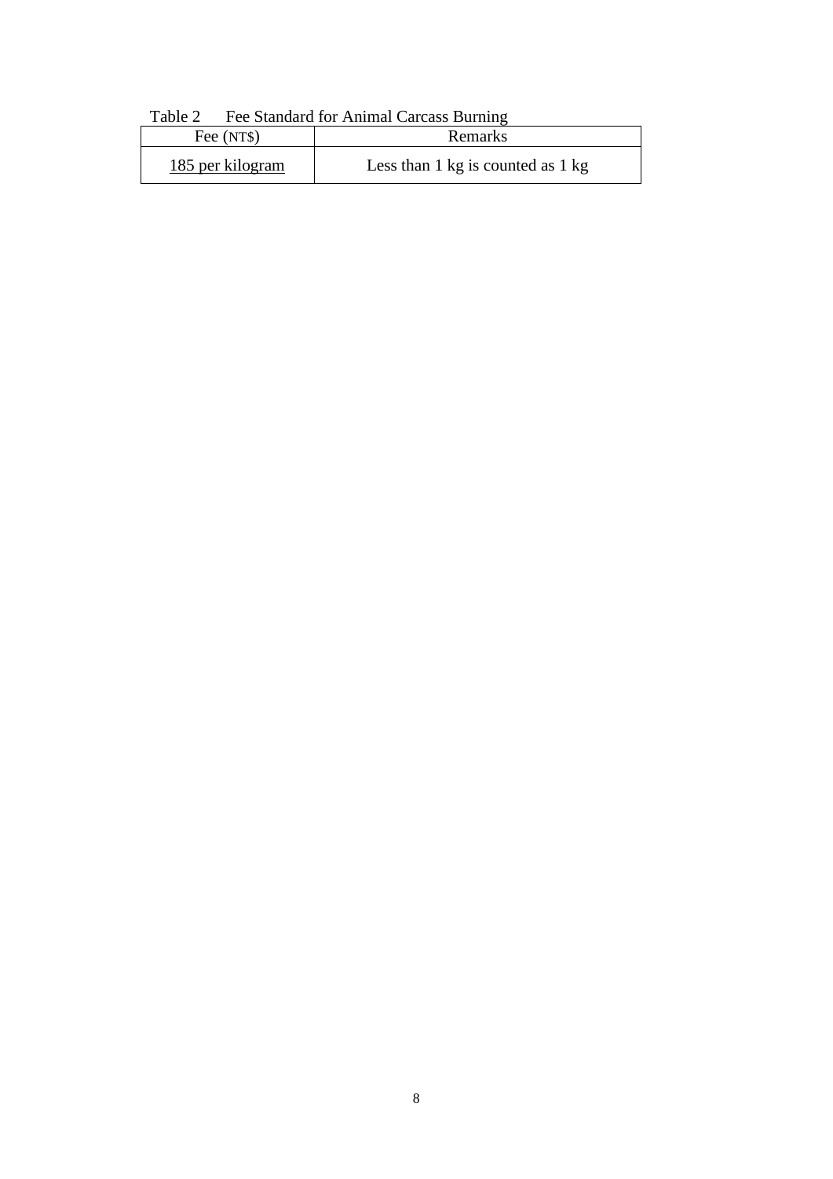Table 2 Fee Standard for Animal Carcass Burning

| Fee (NT$) | Remarks |
| --- | --- |
| 185 per kilogram | Less than 1 kg is counted as 1 kg |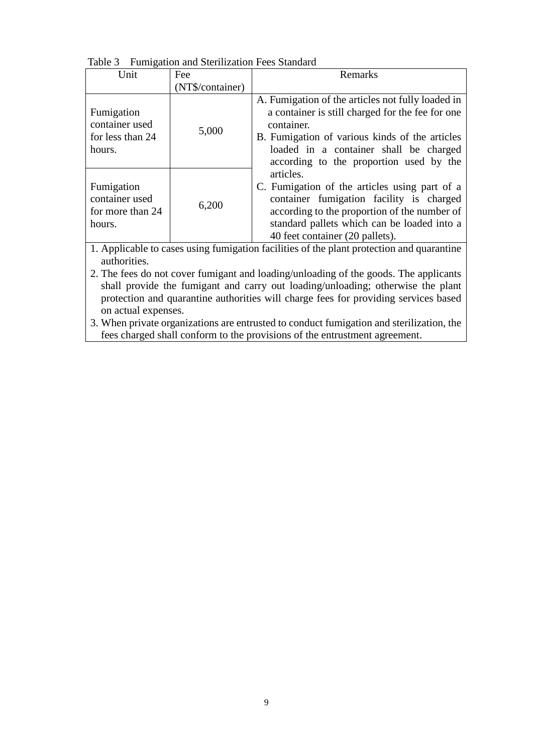Table 3 Fumigation and Sterilization Fees Standard

| Unit | Fee (NT$/container) | Remarks |
|---|---|---|
| Fumigation container used for less than 24 hours. | 5,000 | A. Fumigation of the articles not fully loaded in a container is still charged for the fee for one container.<br>B. Fumigation of various kinds of the articles loaded in a container shall be charged according to the proportion used by the articles.<br>C. Fumigation of the articles using part of a container fumigation facility is charged according to the proportion of the number of standard pallets which can be loaded into a 40 feet container (20 pallets). |
| Fumigation container used for more than 24 hours. | 6,200 | |

1. Applicable to cases using fumigation facilities of the plant protection and quarantine authorities.
2. The fees do not cover fumigant and loading/unloading of the goods. The applicants shall provide the fumigant and carry out loading/unloading; otherwise the plant protection and quarantine authorities will charge fees for providing services based on actual expenses.
3. When private organizations are entrusted to conduct fumigation and sterilization, the fees charged shall conform to the provisions of the entrustment agreement.